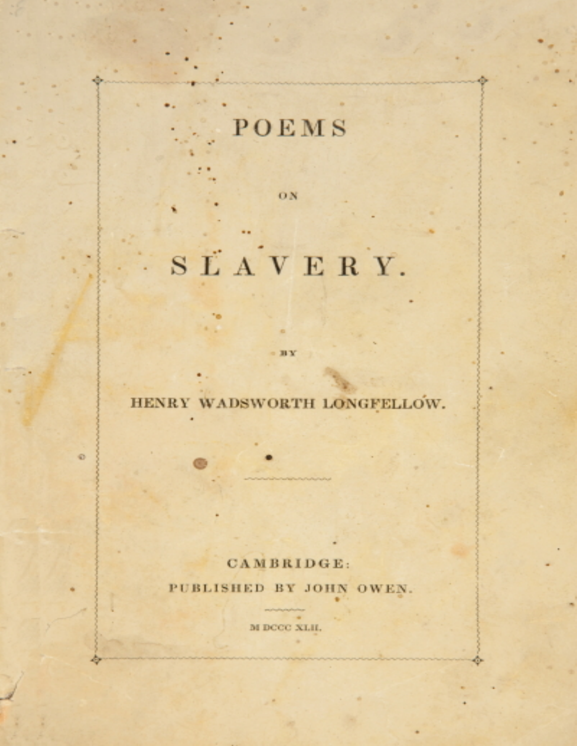# POEMS

ON

# SLAVERY.

BY

HENRY WADSWORTH LONGFELLOW.

CAMBRIDGE:

PUBLISHED BY JOHN OWEN.

M DCCC XLII.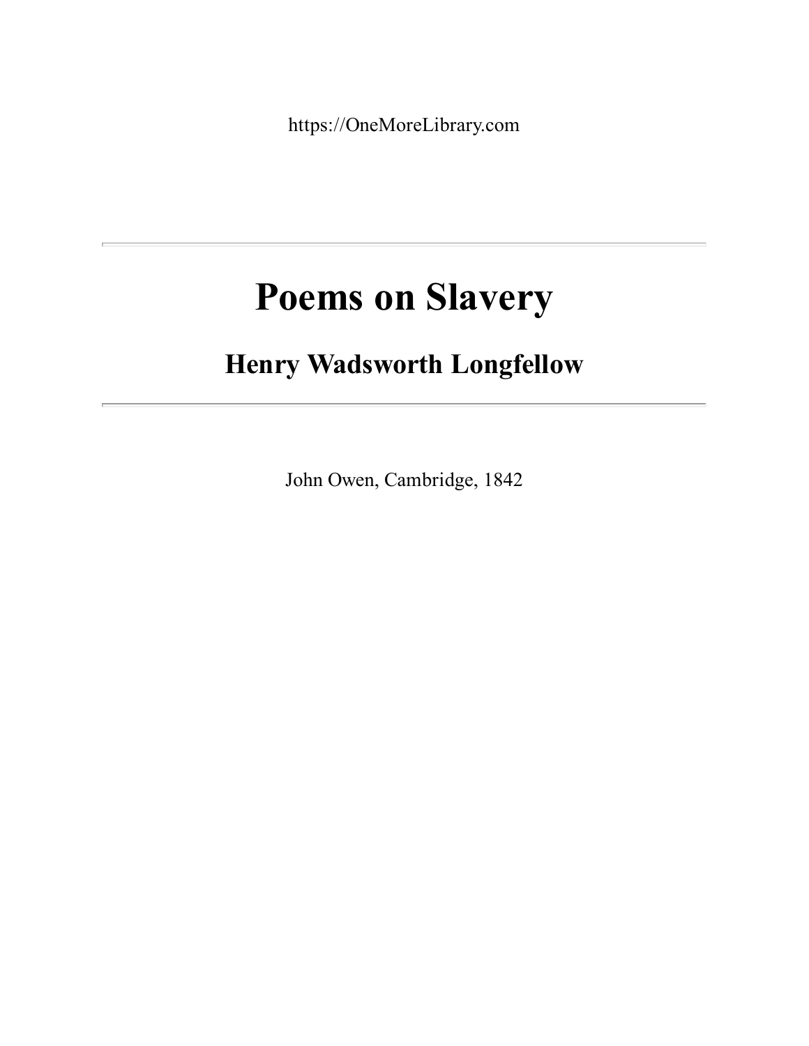https://OneMoreLibrary.com

---

# Poems on Slavery

## Henry Wadsworth Longfellow

---

John Owen, Cambridge, 1842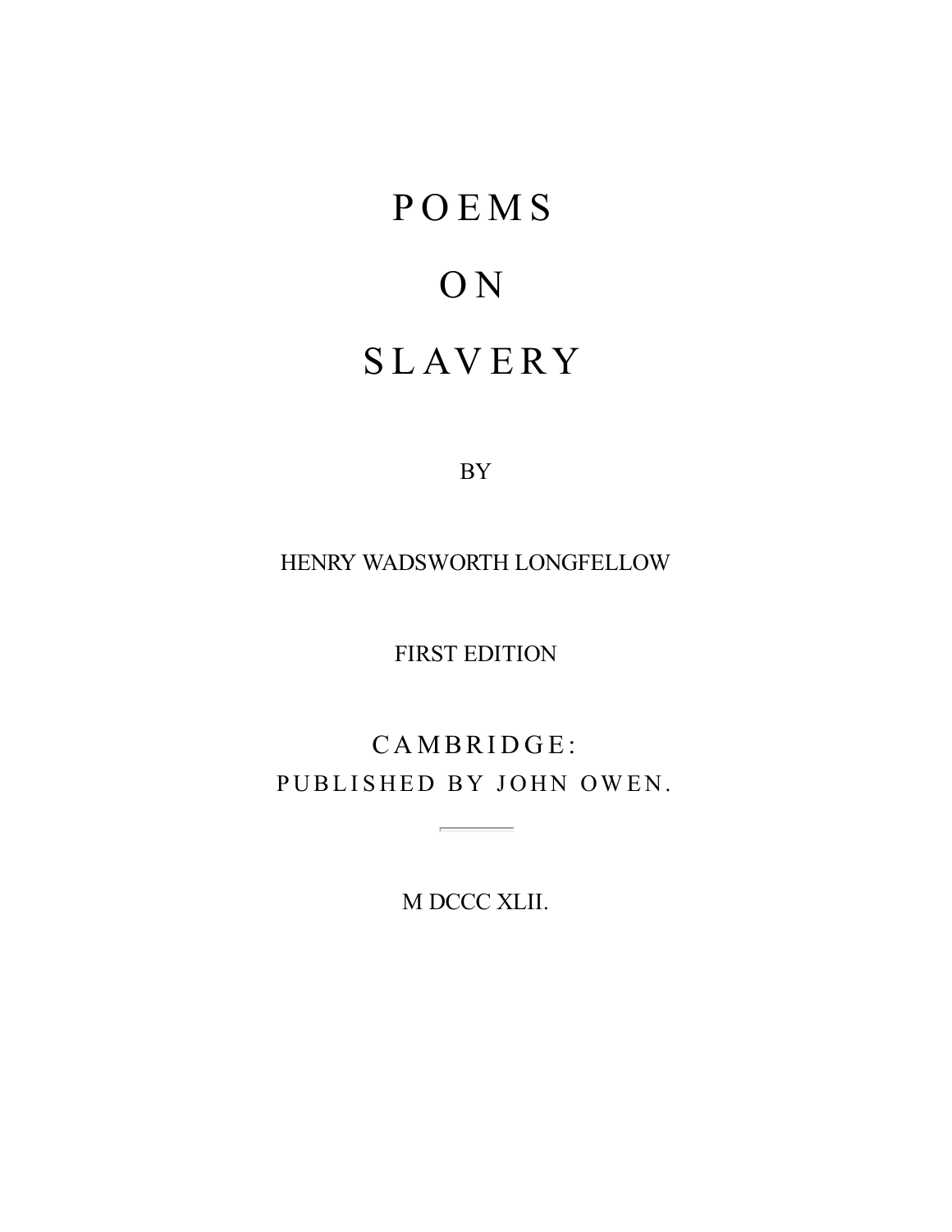# POEMS

# ON

# SLAVERY

BY

HENRY WADSWORTH LONGFELLOW

FIRST EDITION

CAMBRIDGE:
PUBLISHED BY JOHN OWEN.

---

M DCCC XLII.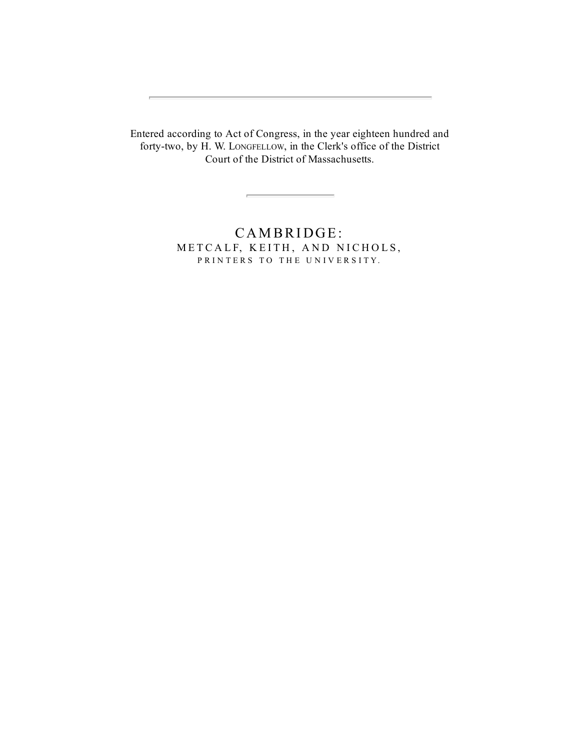---

Entered according to Act of Congress, in the year eighteen hundred and forty-two, by H. W. Longfellow, in the Clerk's office of the District Court of the District of Massachusetts.

---

CAMBRIDGE:
METCALF, KEITH, AND NICHOLS,
PRINTERS TO THE UNIVERSITY.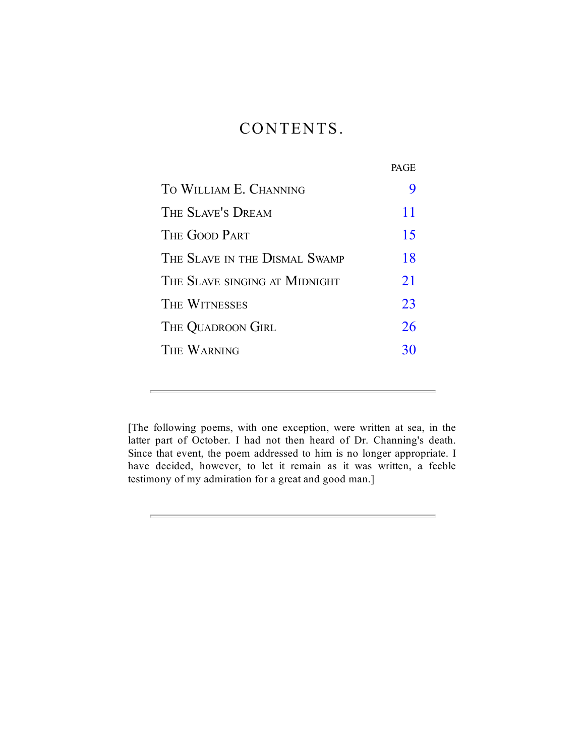# CONTENTS.

| | PAGE |
|---|---|
| To William E. Channing | 9 |
| The Slave's Dream | 11 |
| The Good Part | 15 |
| The Slave in the Dismal Swamp | 18 |
| The Slave singing at Midnight | 21 |
| The Witnesses | 23 |
| The Quadroon Girl | 26 |
| The Warning | 30 |

---

[The following poems, with one exception, were written at sea, in the latter part of October. I had not then heard of Dr. Channing's death. Since that event, the poem addressed to him is no longer appropriate. I have decided, however, to let it remain as it was written, a feeble testimony of my admiration for a great and good man.]

---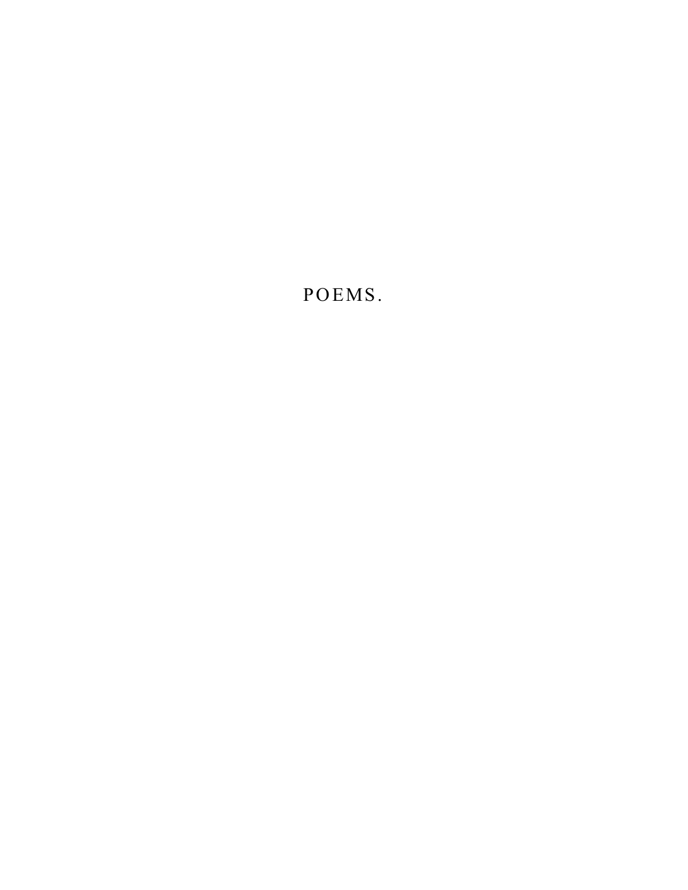# POEMS.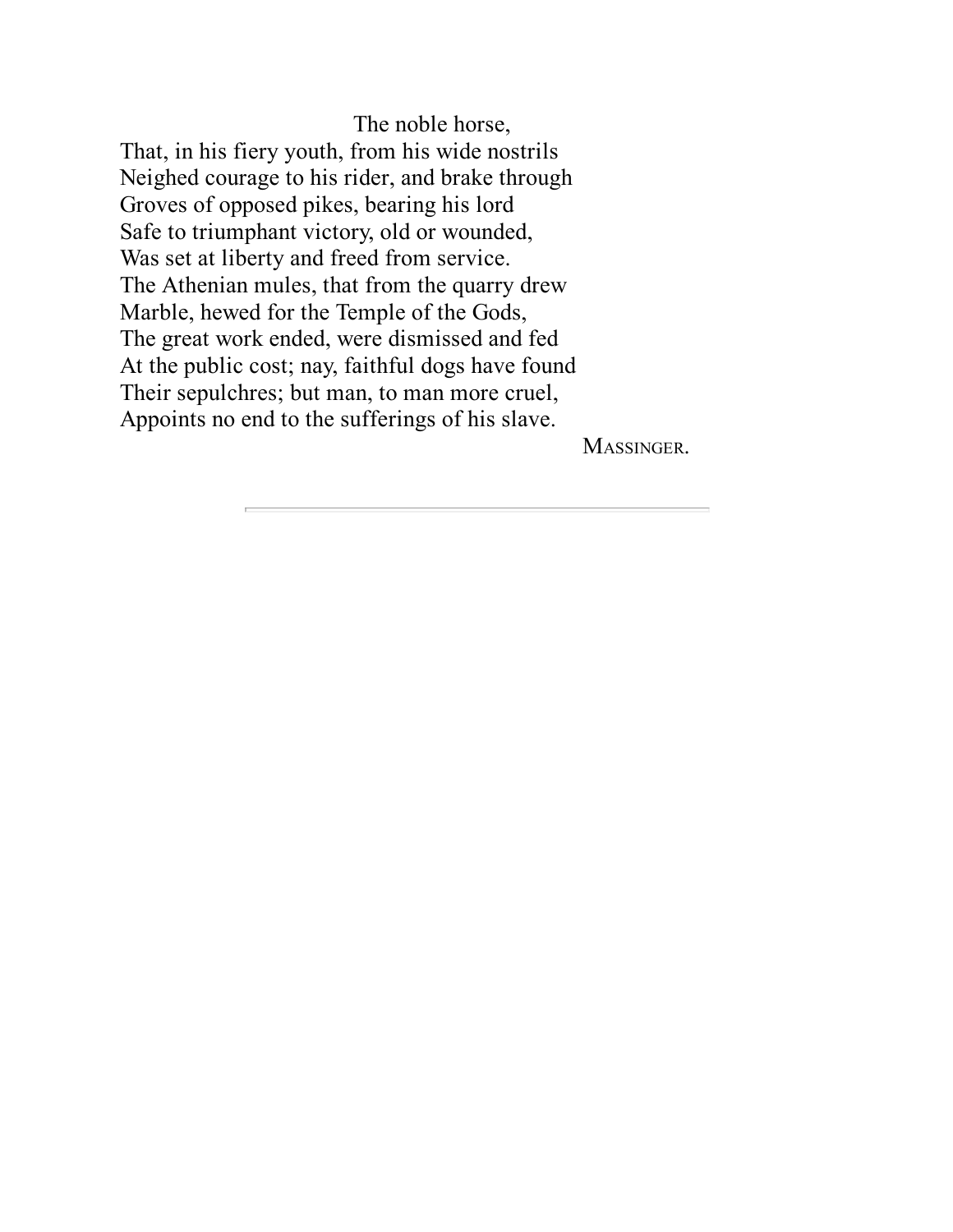The noble horse,
That, in his fiery youth, from his wide nostrils
Neighed courage to his rider, and brake through
Groves of opposed pikes, bearing his lord
Safe to triumphant victory, old or wounded,
Was set at liberty and freed from service.
The Athenian mules, that from the quarry drew
Marble, hewed for the Temple of the Gods,
The great work ended, were dismissed and fed
At the public cost; nay, faithful dogs have found
Their sepulchres; but man, to man more cruel,
Appoints no end to the sufferings of his slave.

MASSINGER.

---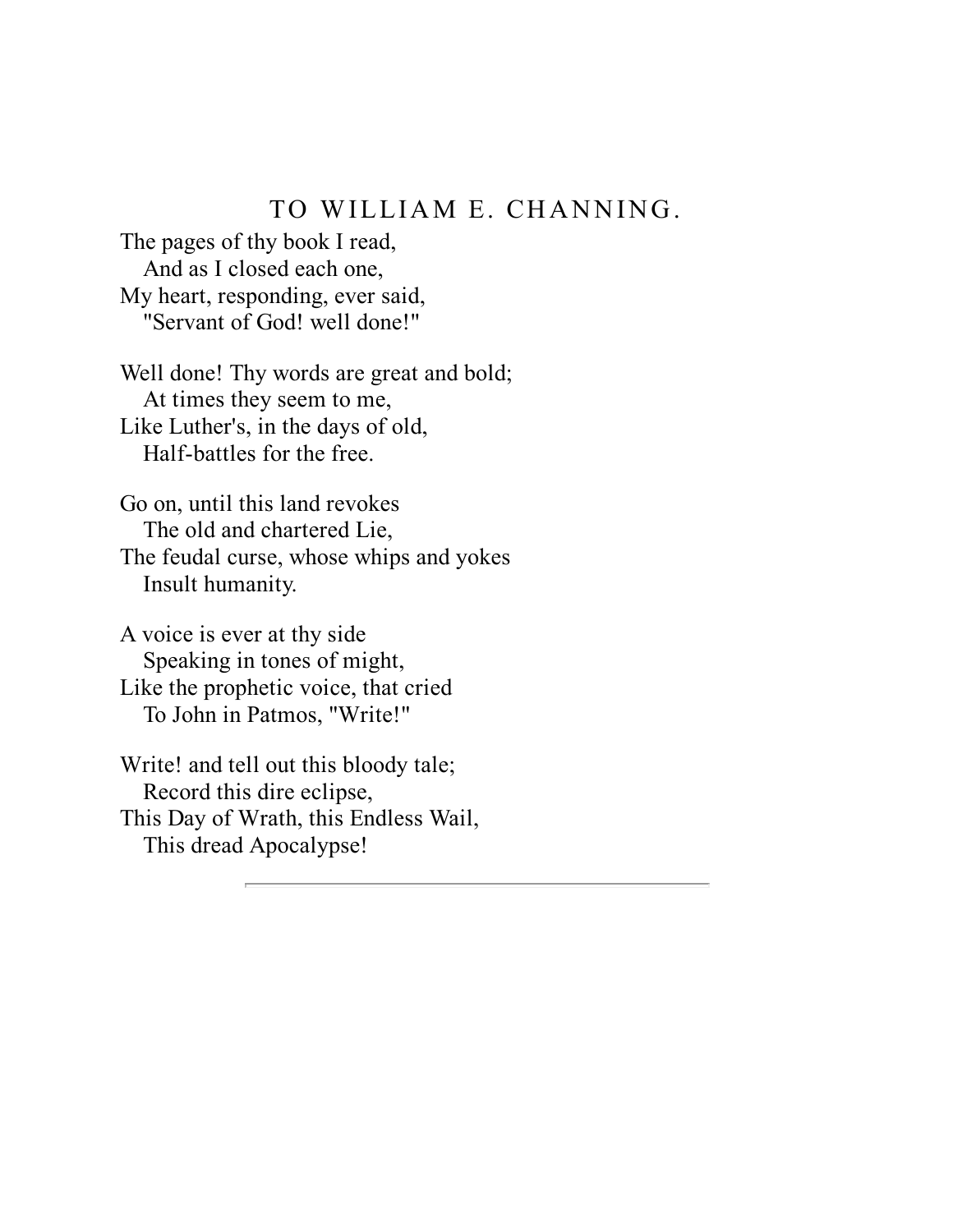## TO WILLIAM E. CHANNING.

The pages of thy book I read,  
   And as I closed each one,  
My heart, responding, ever said,  
   "Servant of God! well done!"

Well done! Thy words are great and bold;  
   At times they seem to me,  
Like Luther's, in the days of old,  
   Half-battles for the free.

Go on, until this land revokes  
   The old and chartered Lie,  
The feudal curse, whose whips and yokes  
   Insult humanity.

A voice is ever at thy side  
   Speaking in tones of might,  
Like the prophetic voice, that cried  
   To John in Patmos, "Write!"

Write! and tell out this bloody tale;  
   Record this dire eclipse,  
This Day of Wrath, this Endless Wail,  
   This dread Apocalypse!

---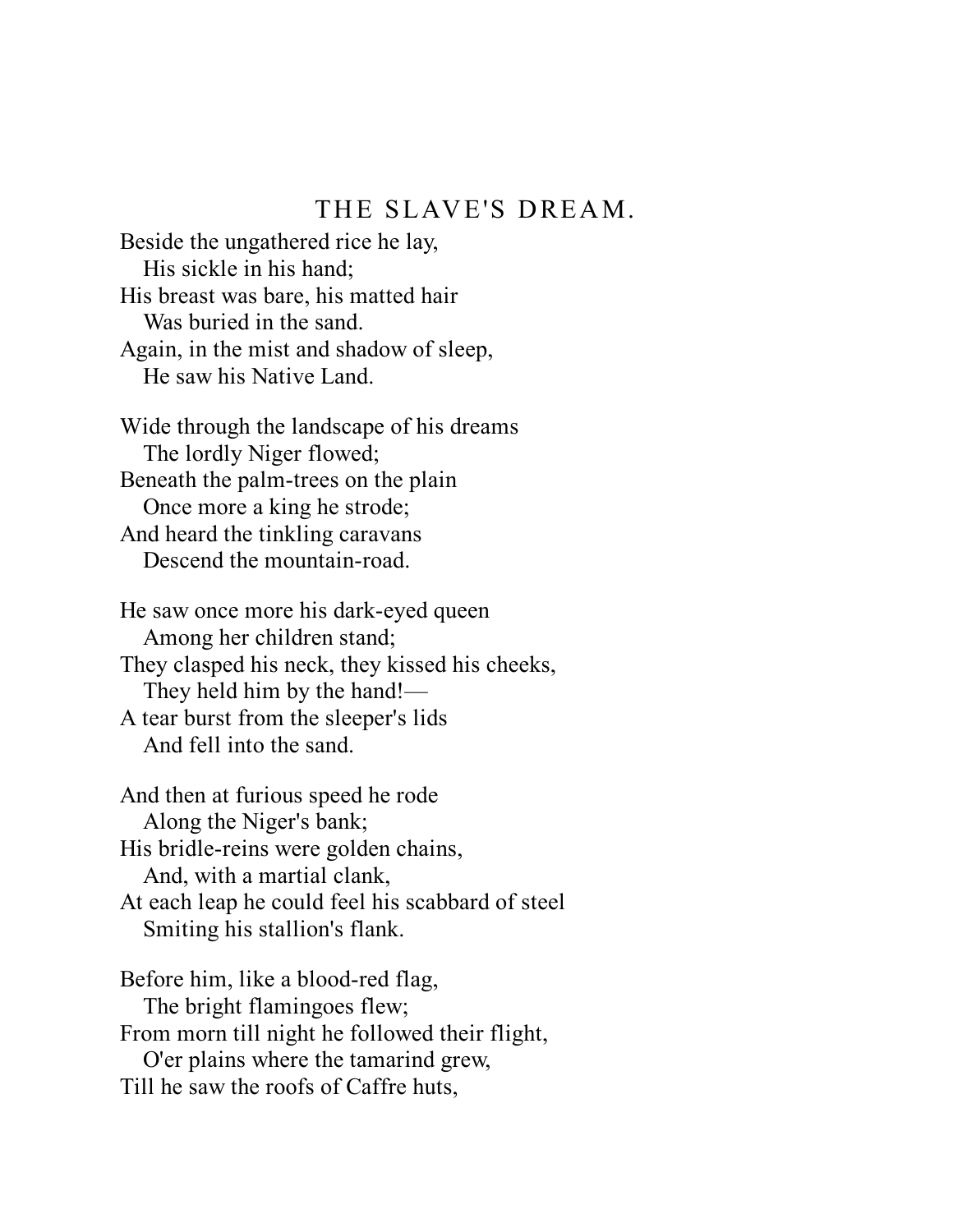## THE SLAVE'S DREAM.

Beside the ungathered rice he lay,  
   His sickle in his hand;  
His breast was bare, his matted hair  
   Was buried in the sand.  
Again, in the mist and shadow of sleep,  
   He saw his Native Land.

Wide through the landscape of his dreams  
   The lordly Niger flowed;  
Beneath the palm-trees on the plain  
   Once more a king he strode;  
And heard the tinkling caravans  
   Descend the mountain-road.

He saw once more his dark-eyed queen  
   Among her children stand;  
They clasped his neck, they kissed his cheeks,  
   They held him by the hand!—  
A tear burst from the sleeper's lids  
   And fell into the sand.

And then at furious speed he rode  
   Along the Niger's bank;  
His bridle-reins were golden chains,  
   And, with a martial clank,  
At each leap he could feel his scabbard of steel  
   Smiting his stallion's flank.

Before him, like a blood-red flag,  
   The bright flamingoes flew;  
From morn till night he followed their flight,  
   O'er plains where the tamarind grew,  
Till he saw the roofs of Caffre huts,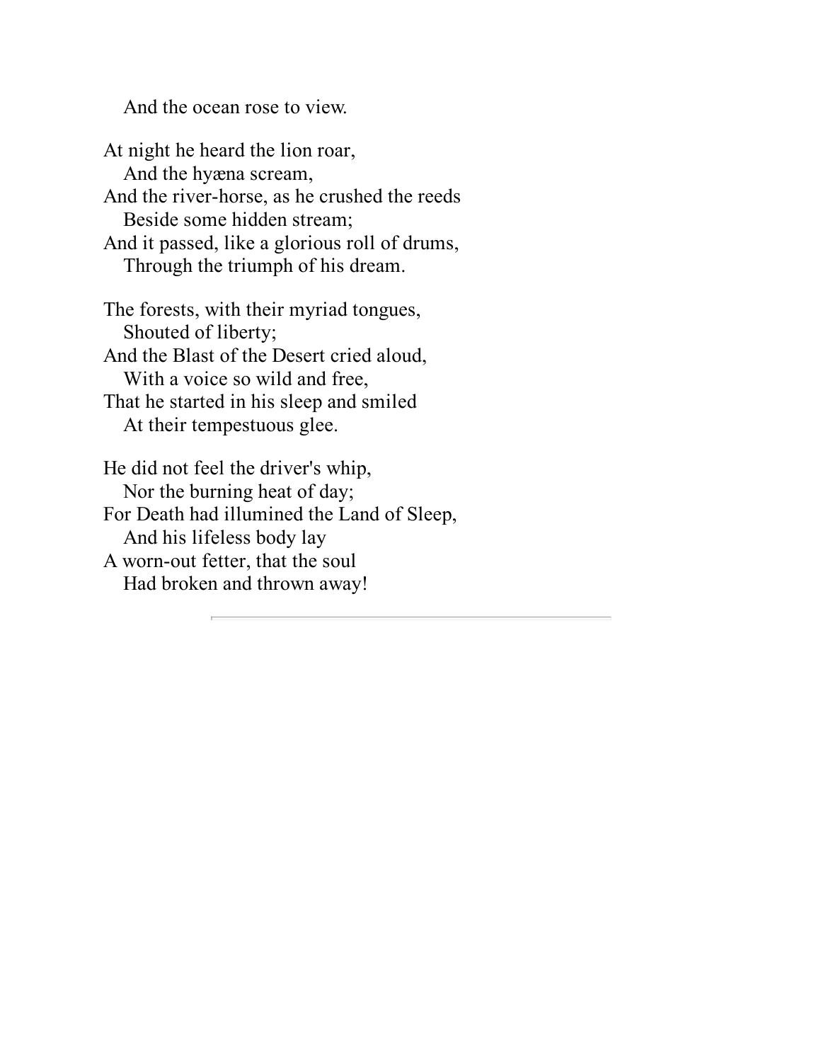And the ocean rose to view.

At night he heard the lion roar,  
And the hyæna scream,  
And the river-horse, as he crushed the reeds  
Beside some hidden stream;  
And it passed, like a glorious roll of drums,  
Through the triumph of his dream.

The forests, with their myriad tongues,  
Shouted of liberty;  
And the Blast of the Desert cried aloud,  
With a voice so wild and free,  
That he started in his sleep and smiled  
At their tempestuous glee.

He did not feel the driver's whip,  
Nor the burning heat of day;  
For Death had illumined the Land of Sleep,  
And his lifeless body lay  
A worn-out fetter, that the soul  
Had broken and thrown away!

---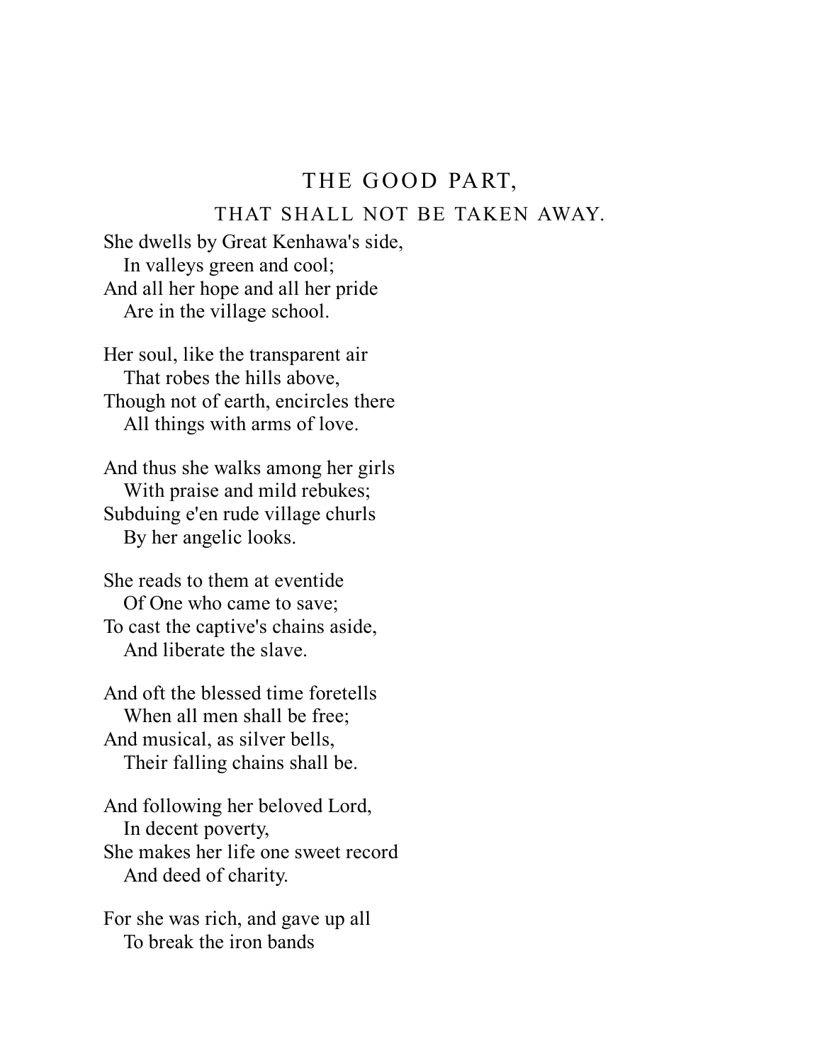## THE GOOD PART,

### THAT SHALL NOT BE TAKEN AWAY.

She dwells by Great Kenhawa's side,
   In valleys green and cool;
And all her hope and all her pride
   Are in the village school.

Her soul, like the transparent air
   That robes the hills above,
Though not of earth, encircles there
   All things with arms of love.

And thus she walks among her girls
   With praise and mild rebukes;
Subduing e'en rude village churls
   By her angelic looks.

She reads to them at eventide
   Of One who came to save;
To cast the captive's chains aside,
   And liberate the slave.

And oft the blessed time foretells
   When all men shall be free;
And musical, as silver bells,
   Their falling chains shall be.

And following her beloved Lord,
   In decent poverty,
She makes her life one sweet record
   And deed of charity.

For she was rich, and gave up all
   To break the iron bands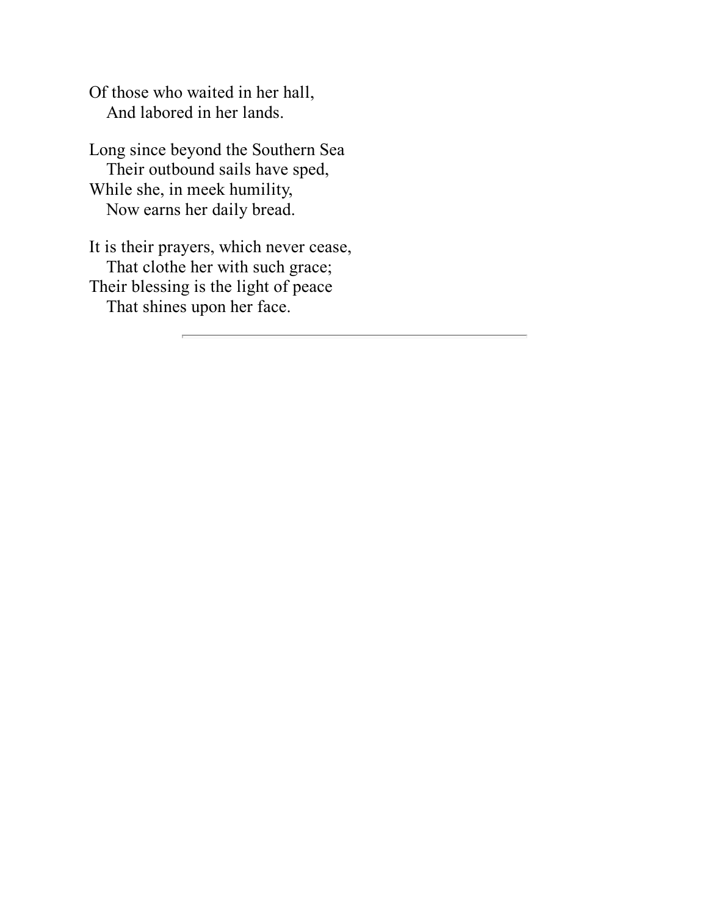Of those who waited in her hall,
  And labored in her lands.

Long since beyond the Southern Sea
  Their outbound sails have sped,
While she, in meek humility,
  Now earns her daily bread.

It is their prayers, which never cease,
  That clothe her with such grace;
Their blessing is the light of peace
  That shines upon her face.

---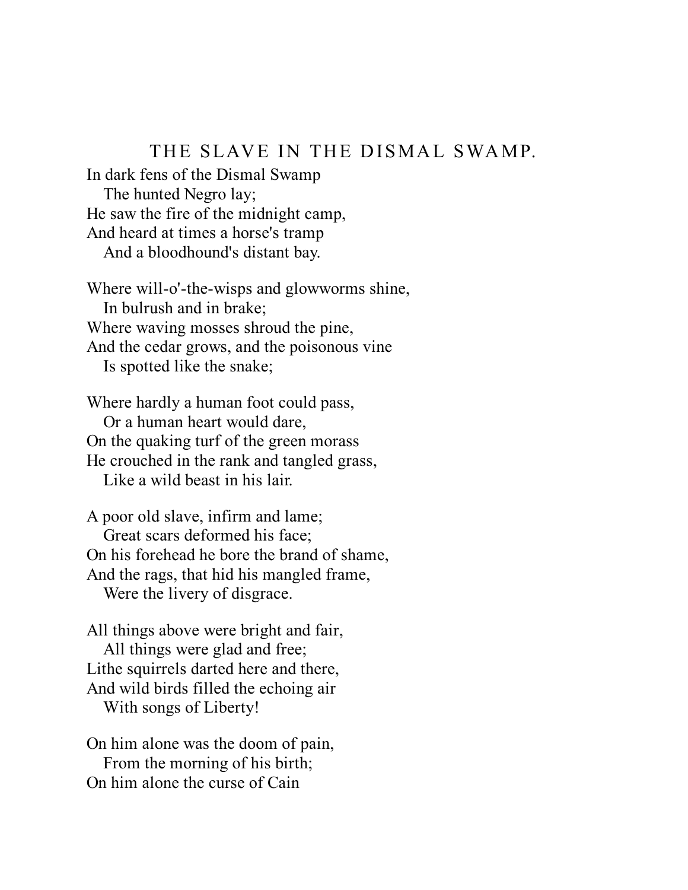## THE SLAVE IN THE DISMAL SWAMP.

In dark fens of the Dismal Swamp  
   The hunted Negro lay;  
He saw the fire of the midnight camp,  
And heard at times a horse's tramp  
   And a bloodhound's distant bay.

Where will-o'-the-wisps and glowworms shine,  
   In bulrush and in brake;  
Where waving mosses shroud the pine,  
And the cedar grows, and the poisonous vine  
   Is spotted like the snake;

Where hardly a human foot could pass,  
   Or a human heart would dare,  
On the quaking turf of the green morass  
He crouched in the rank and tangled grass,  
   Like a wild beast in his lair.

A poor old slave, infirm and lame;  
   Great scars deformed his face;  
On his forehead he bore the brand of shame,  
And the rags, that hid his mangled frame,  
   Were the livery of disgrace.

All things above were bright and fair,  
   All things were glad and free;  
Lithe squirrels darted here and there,  
And wild birds filled the echoing air  
   With songs of Liberty!

On him alone was the doom of pain,  
   From the morning of his birth;  
On him alone the curse of Cain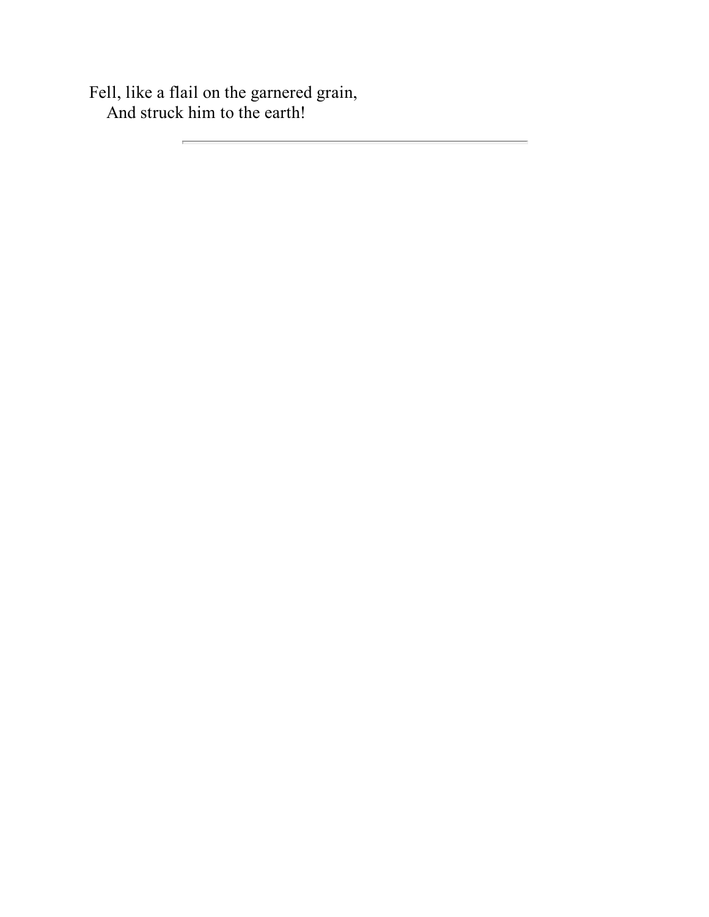Fell, like a flail on the garnered grain,
    And struck him to the earth!

---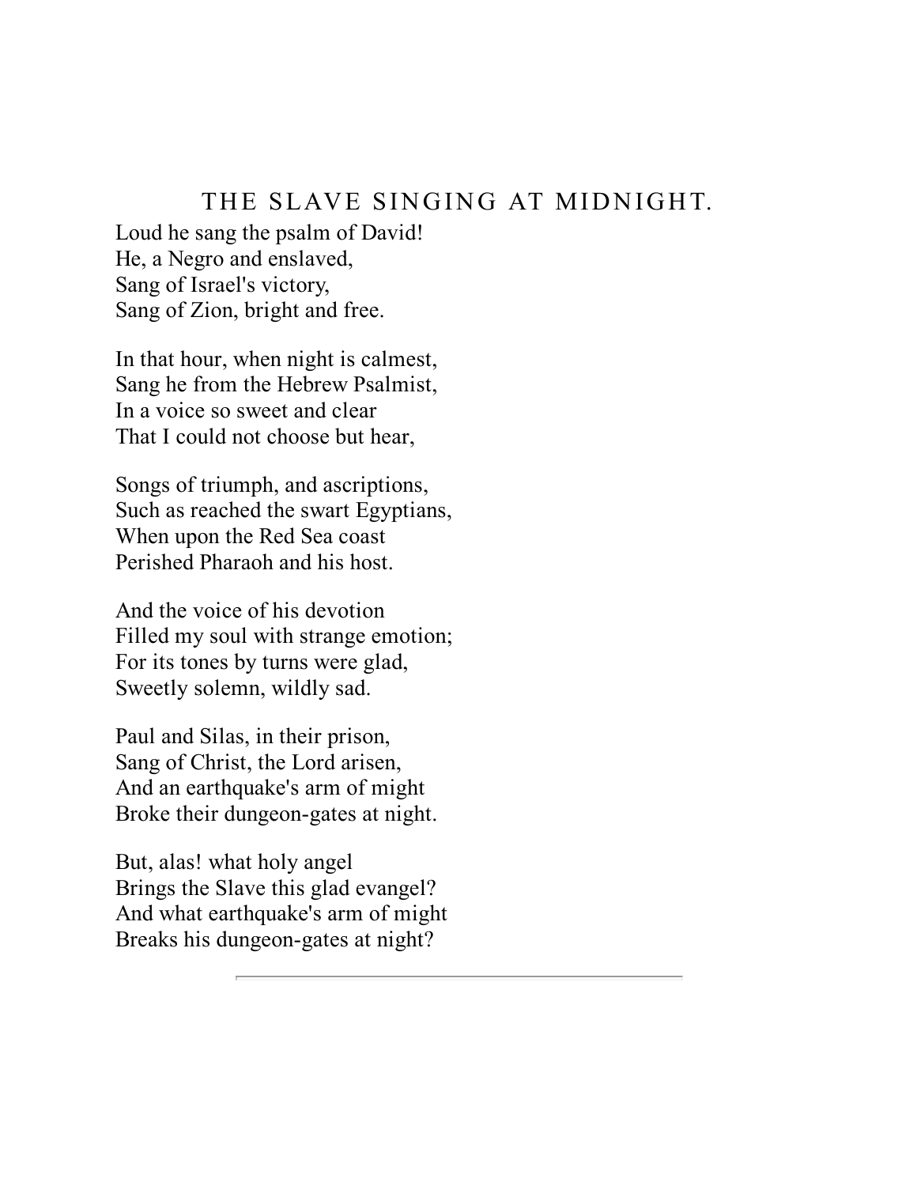## THE SLAVE SINGING AT MIDNIGHT.

Loud he sang the psalm of David!
He, a Negro and enslaved,
Sang of Israel's victory,
Sang of Zion, bright and free.

In that hour, when night is calmest,
Sang he from the Hebrew Psalmist,
In a voice so sweet and clear
That I could not choose but hear,

Songs of triumph, and ascriptions,
Such as reached the swart Egyptians,
When upon the Red Sea coast
Perished Pharaoh and his host.

And the voice of his devotion
Filled my soul with strange emotion;
For its tones by turns were glad,
Sweetly solemn, wildly sad.

Paul and Silas, in their prison,
Sang of Christ, the Lord arisen,
And an earthquake's arm of might
Broke their dungeon-gates at night.

But, alas! what holy angel
Brings the Slave this glad evangel?
And what earthquake's arm of might
Breaks his dungeon-gates at night?

---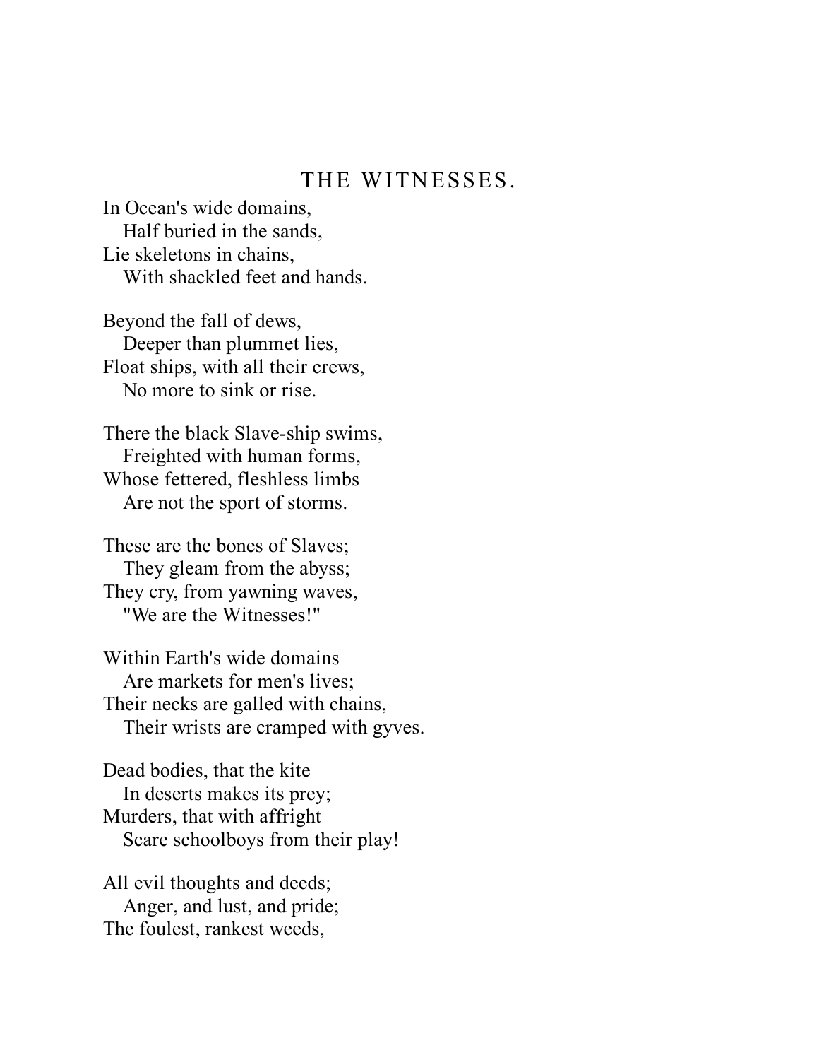## THE WITNESSES.

In Ocean's wide domains,
   Half buried in the sands,
Lie skeletons in chains,
   With shackled feet and hands.

Beyond the fall of dews,
   Deeper than plummet lies,
Float ships, with all their crews,
   No more to sink or rise.

There the black Slave-ship swims,
   Freighted with human forms,
Whose fettered, fleshless limbs
   Are not the sport of storms.

These are the bones of Slaves;
   They gleam from the abyss;
They cry, from yawning waves,
   "We are the Witnesses!"

Within Earth's wide domains
   Are markets for men's lives;
Their necks are galled with chains,
   Their wrists are cramped with gyves.

Dead bodies, that the kite
   In deserts makes its prey;
Murders, that with affright
   Scare schoolboys from their play!

All evil thoughts and deeds;
   Anger, and lust, and pride;
The foulest, rankest weeds,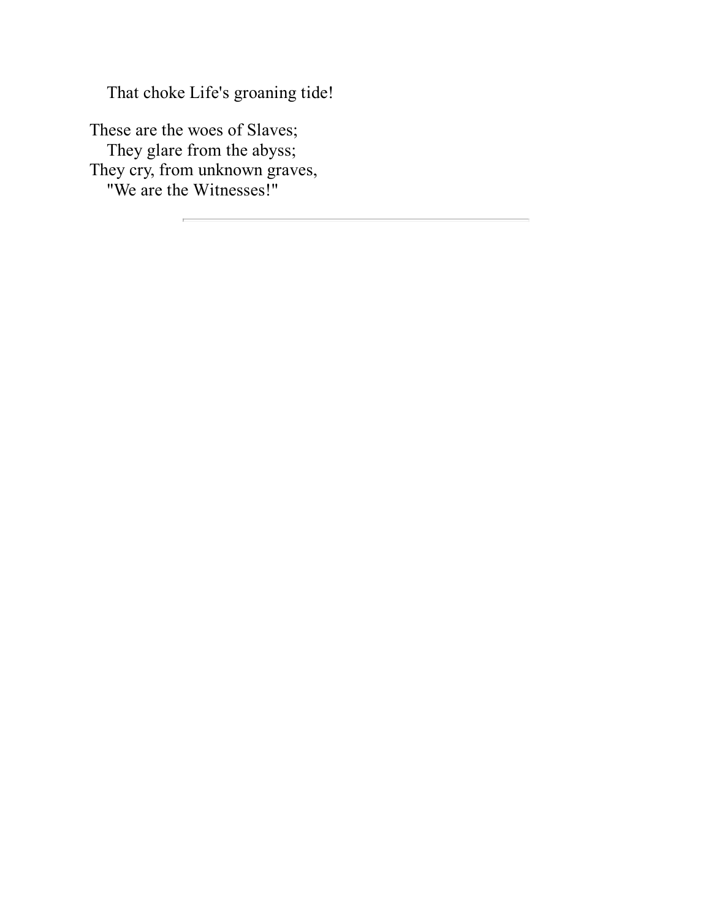That choke Life's groaning tide!

These are the woes of Slaves;  
They glare from the abyss;  
They cry, from unknown graves,  
"We are the Witnesses!"

---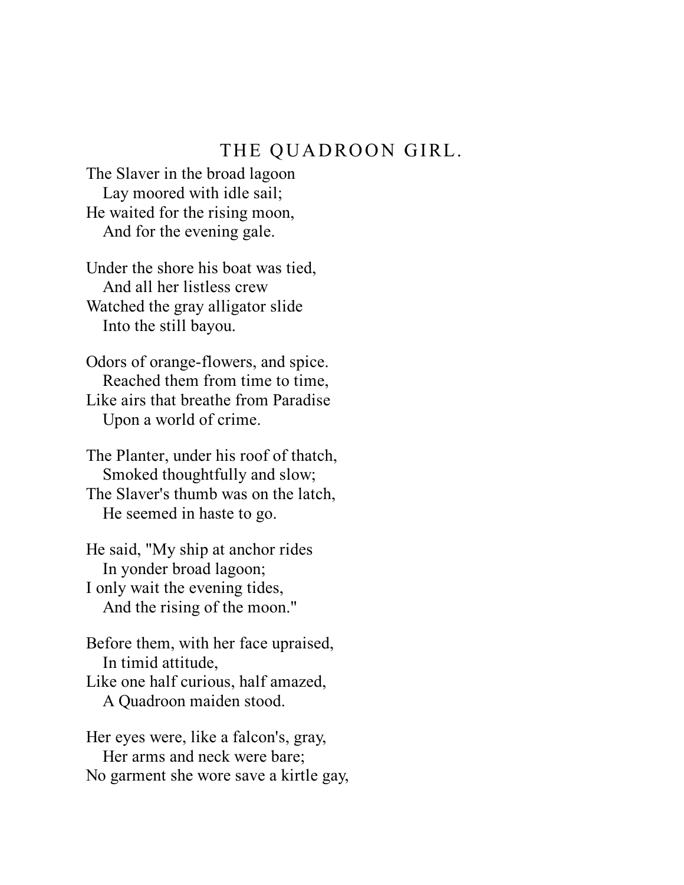## THE QUADROON GIRL.

The Slaver in the broad lagoon
   Lay moored with idle sail;
He waited for the rising moon,
   And for the evening gale.

Under the shore his boat was tied,
   And all her listless crew
Watched the gray alligator slide
   Into the still bayou.

Odors of orange-flowers, and spice.
   Reached them from time to time,
Like airs that breathe from Paradise
   Upon a world of crime.

The Planter, under his roof of thatch,
   Smoked thoughtfully and slow;
The Slaver's thumb was on the latch,
   He seemed in haste to go.

He said, "My ship at anchor rides
   In yonder broad lagoon;
I only wait the evening tides,
   And the rising of the moon."

Before them, with her face upraised,
   In timid attitude,
Like one half curious, half amazed,
   A Quadroon maiden stood.

Her eyes were, like a falcon's, gray,
   Her arms and neck were bare;
No garment she wore save a kirtle gay,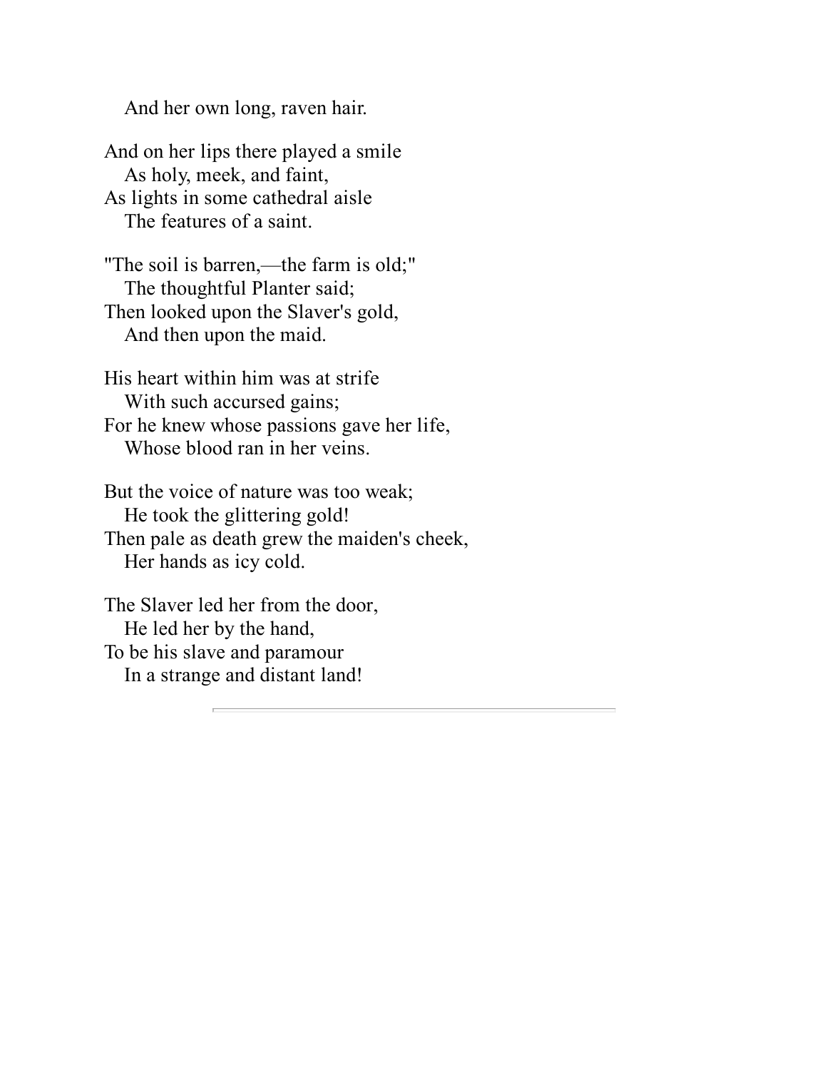And her own long, raven hair.

And on her lips there played a smile
As holy, meek, and faint,
As lights in some cathedral aisle
The features of a saint.

"The soil is barren,—the farm is old;"
The thoughtful Planter said;
Then looked upon the Slaver's gold,
And then upon the maid.

His heart within him was at strife
With such accursed gains;
For he knew whose passions gave her life,
Whose blood ran in her veins.

But the voice of nature was too weak;
He took the glittering gold!
Then pale as death grew the maiden's cheek,
Her hands as icy cold.

The Slaver led her from the door,
He led her by the hand,
To be his slave and paramour
In a strange and distant land!

---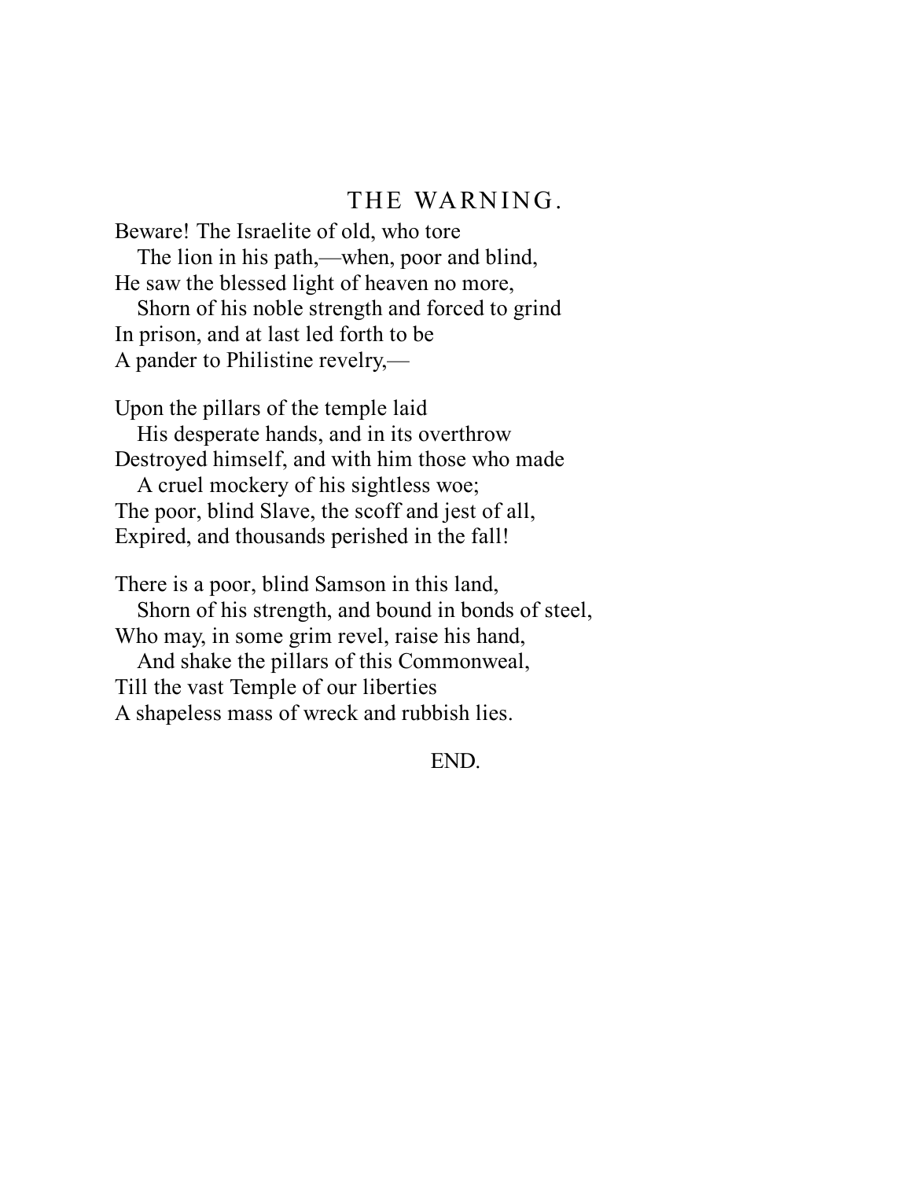## THE WARNING.

Beware! The Israelite of old, who tore  
   The lion in his path,—when, poor and blind,  
He saw the blessed light of heaven no more,  
   Shorn of his noble strength and forced to grind  
In prison, and at last led forth to be  
A pander to Philistine revelry,—

Upon the pillars of the temple laid  
   His desperate hands, and in its overthrow  
Destroyed himself, and with him those who made  
   A cruel mockery of his sightless woe;  
The poor, blind Slave, the scoff and jest of all,  
Expired, and thousands perished in the fall!

There is a poor, blind Samson in this land,  
   Shorn of his strength, and bound in bonds of steel,  
Who may, in some grim revel, raise his hand,  
   And shake the pillars of this Commonweal,  
Till the vast Temple of our liberties  
A shapeless mass of wreck and rubbish lies.

END.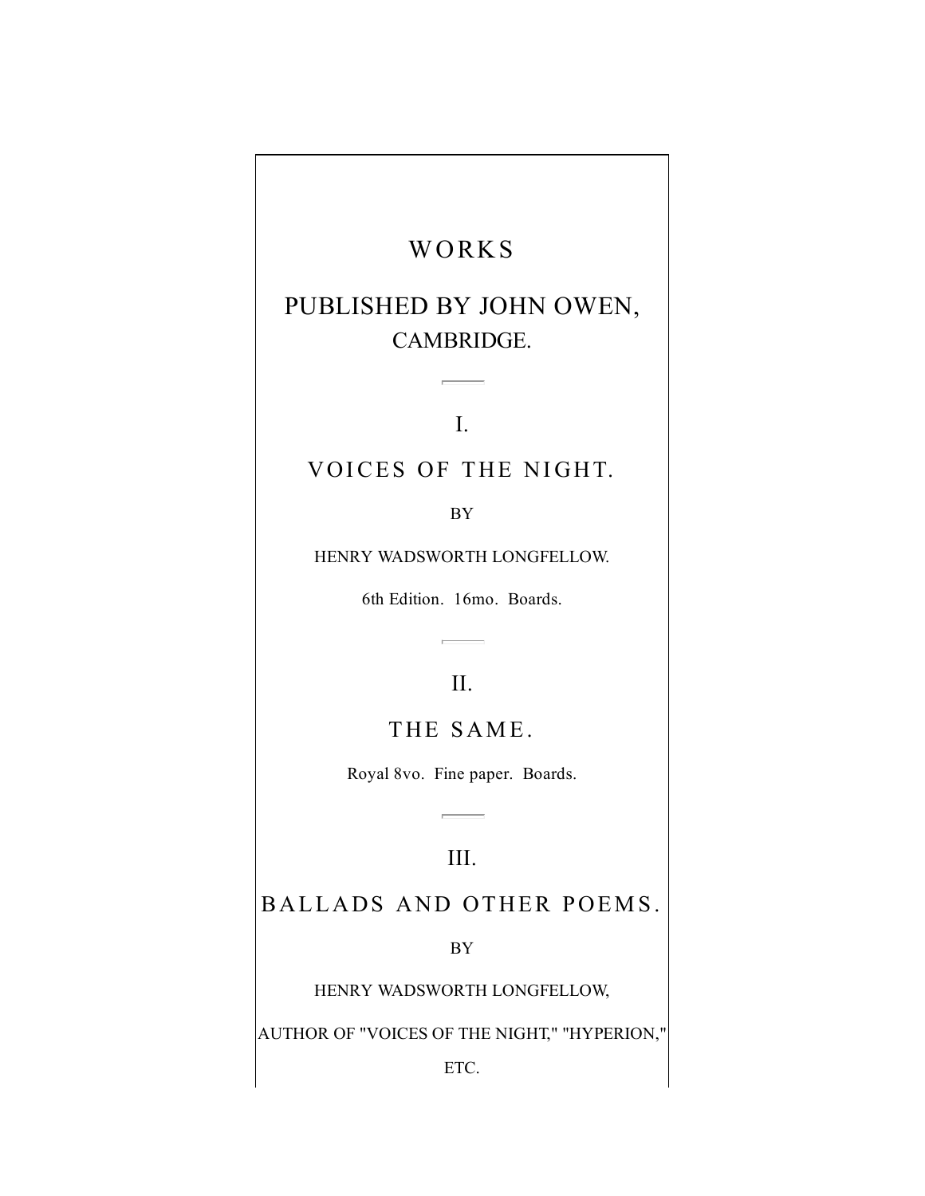# WORKS

## PUBLISHED BY JOHN OWEN,
CAMBRIDGE.

---

I.

## VOICES OF THE NIGHT.

BY

HENRY WADSWORTH LONGFELLOW.

6th Edition. 16mo. Boards.

---

II.

## THE SAME.

Royal 8vo. Fine paper. Boards.

---

III.

## BALLADS AND OTHER POEMS.

BY

HENRY WADSWORTH LONGFELLOW,

AUTHOR OF "VOICES OF THE NIGHT," "HYPERION,"

ETC.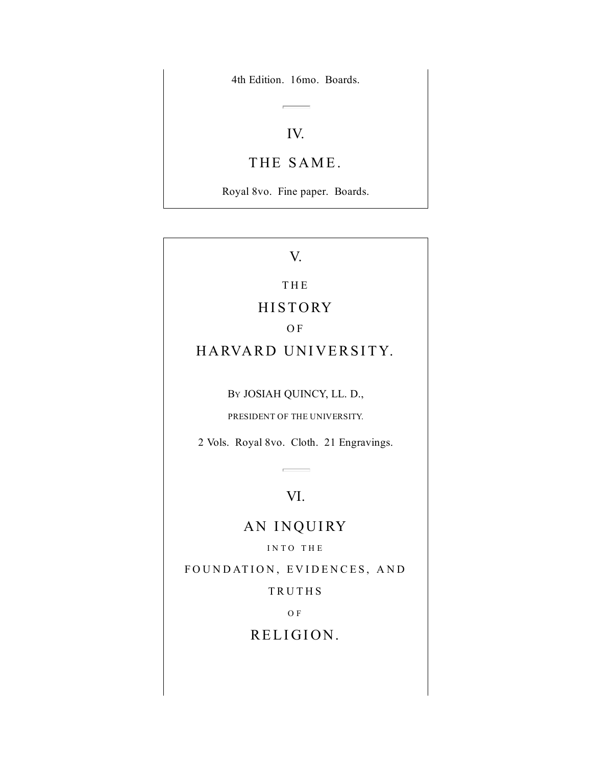4th Edition. 16mo. Boards.

---

IV.

## THE SAME.

Royal 8vo. Fine paper. Boards.

V.

## THE HISTORY OF HARVARD UNIVERSITY.

By JOSIAH QUINCY, LL. D.,

PRESIDENT OF THE UNIVERSITY.

2 Vols. Royal 8vo. Cloth. 21 Engravings.

---

VI.

## AN INQUIRY INTO THE FOUNDATION, EVIDENCES, AND TRUTHS OF RELIGION.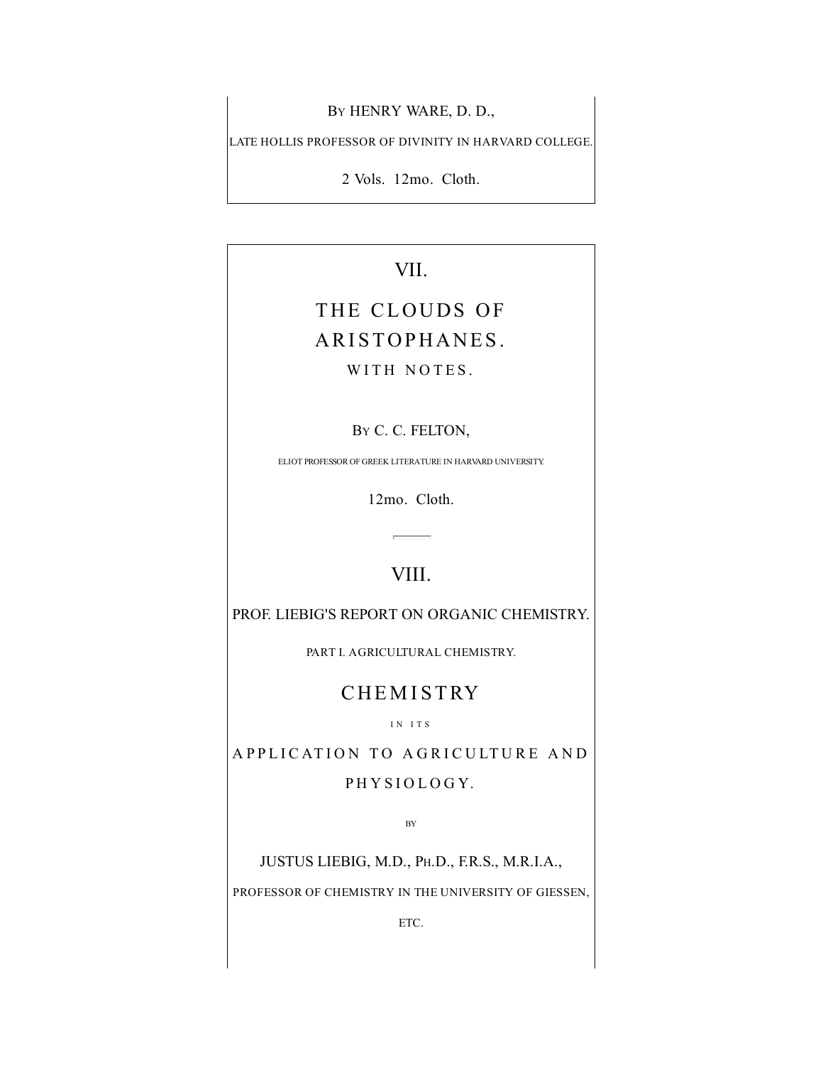BY HENRY WARE, D. D.,

LATE HOLLIS PROFESSOR OF DIVINITY IN HARVARD COLLEGE.

2 Vols. 12mo. Cloth.

## VII.

## THE CLOUDS OF ARISTOPHANES.

WITH NOTES.

BY C. C. FELTON,

ELIOT PROFESSOR OF GREEK LITERATURE IN HARVARD UNIVERSITY.

12mo. Cloth.

---

## VIII.

PROF. LIEBIG'S REPORT ON ORGANIC CHEMISTRY.

PART I. AGRICULTURAL CHEMISTRY.

## CHEMISTRY

IN ITS

APPLICATION TO AGRICULTURE AND PHYSIOLOGY.

BY

JUSTUS LIEBIG, M.D., PH.D., F.R.S., M.R.I.A.,

PROFESSOR OF CHEMISTRY IN THE UNIVERSITY OF GIESSEN,

ETC.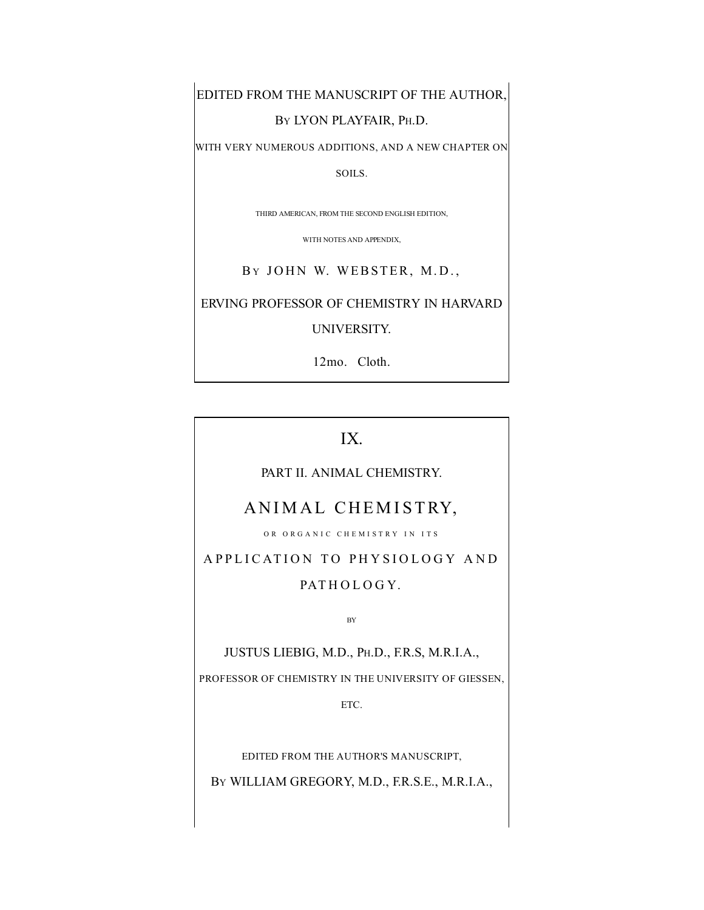EDITED FROM THE MANUSCRIPT OF THE AUTHOR,

BY LYON PLAYFAIR, PH.D.

WITH VERY NUMEROUS ADDITIONS, AND A NEW CHAPTER ON SOILS.

THIRD AMERICAN, FROM THE SECOND ENGLISH EDITION,

WITH NOTES AND APPENDIX,

BY JOHN W. WEBSTER, M.D.,

ERVING PROFESSOR OF CHEMISTRY IN HARVARD UNIVERSITY.

12mo. Cloth.

## IX.

PART II. ANIMAL CHEMISTRY.

# ANIMAL CHEMISTRY,

OR ORGANIC CHEMISTRY IN ITS

APPLICATION TO PHYSIOLOGY AND PATHOLOGY.

BY

JUSTUS LIEBIG, M.D., PH.D., F.R.S, M.R.I.A.,

PROFESSOR OF CHEMISTRY IN THE UNIVERSITY OF GIESSEN, ETC.

EDITED FROM THE AUTHOR'S MANUSCRIPT,

BY WILLIAM GREGORY, M.D., F.R.S.E., M.R.I.A.,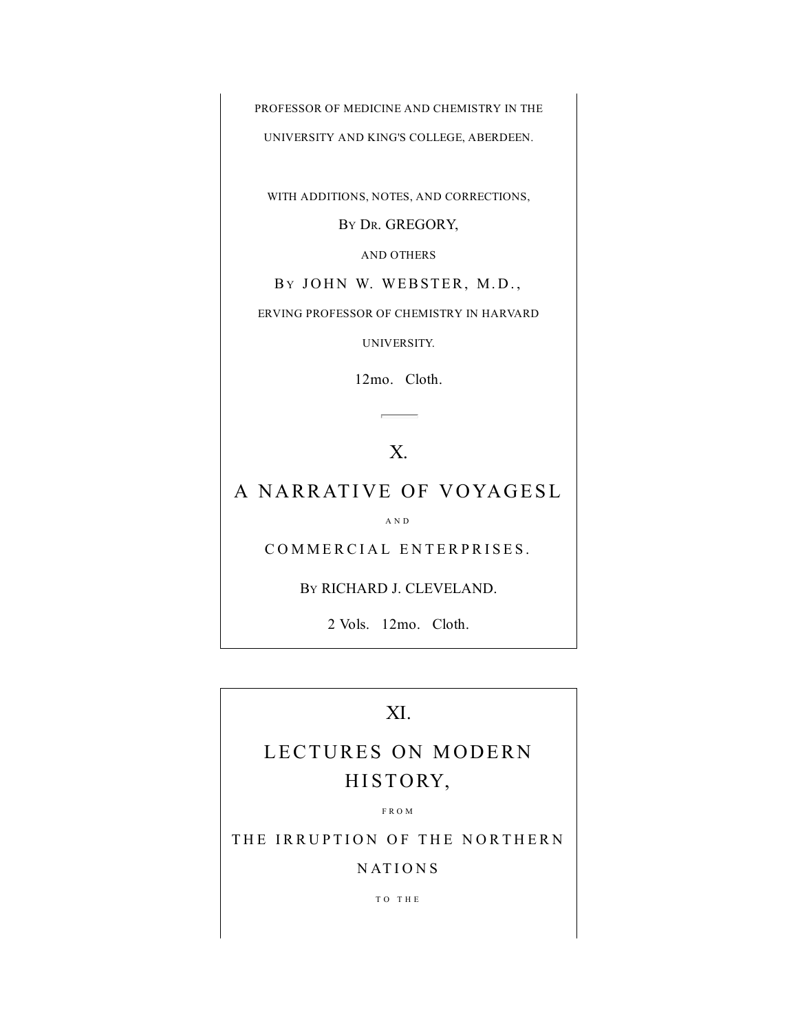PROFESSOR OF MEDICINE AND CHEMISTRY IN THE UNIVERSITY AND KING'S COLLEGE, ABERDEEN.

WITH ADDITIONS, NOTES, AND CORRECTIONS,

BY DR. GREGORY,

AND OTHERS

BY JOHN W. WEBSTER, M.D.,

ERVING PROFESSOR OF CHEMISTRY IN HARVARD UNIVERSITY.

12mo. Cloth.

---

## X.

## A NARRATIVE OF VOYAGESL

AND

COMMERCIAL ENTERPRISES.

BY RICHARD J. CLEVELAND.

2 Vols. 12mo. Cloth.

---

## XI.

## LECTURES ON MODERN HISTORY,

FROM

THE IRRUPTION OF THE NORTHERN NATIONS

TO THE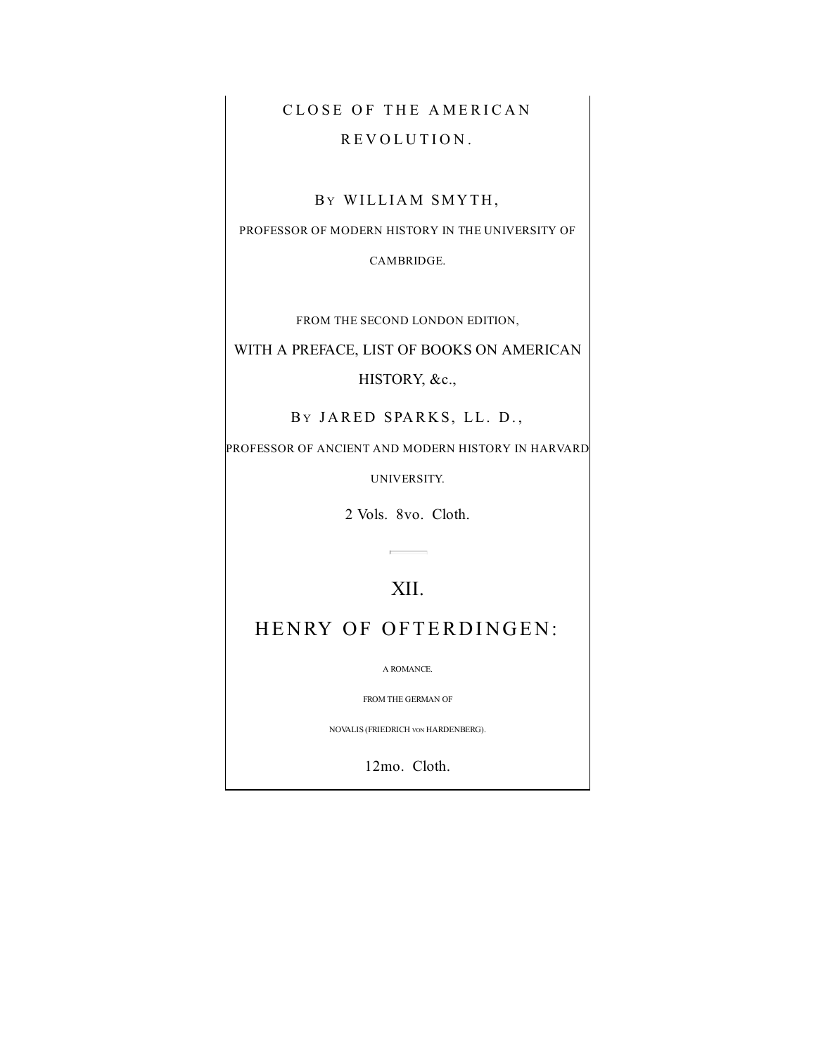CLOSE OF THE AMERICAN REVOLUTION.

BY WILLIAM SMYTH,

PROFESSOR OF MODERN HISTORY IN THE UNIVERSITY OF CAMBRIDGE.

FROM THE SECOND LONDON EDITION,

WITH A PREFACE, LIST OF BOOKS ON AMERICAN HISTORY, &c.,

BY JARED SPARKS, LL. D.,

PROFESSOR OF ANCIENT AND MODERN HISTORY IN HARVARD UNIVERSITY.

2 Vols. 8vo. Cloth.

---

## XII.

## HENRY OF OFTERDINGEN:

A ROMANCE.

FROM THE GERMAN OF

NOVALIS (FRIEDRICH VON HARDENBERG).

12mo. Cloth.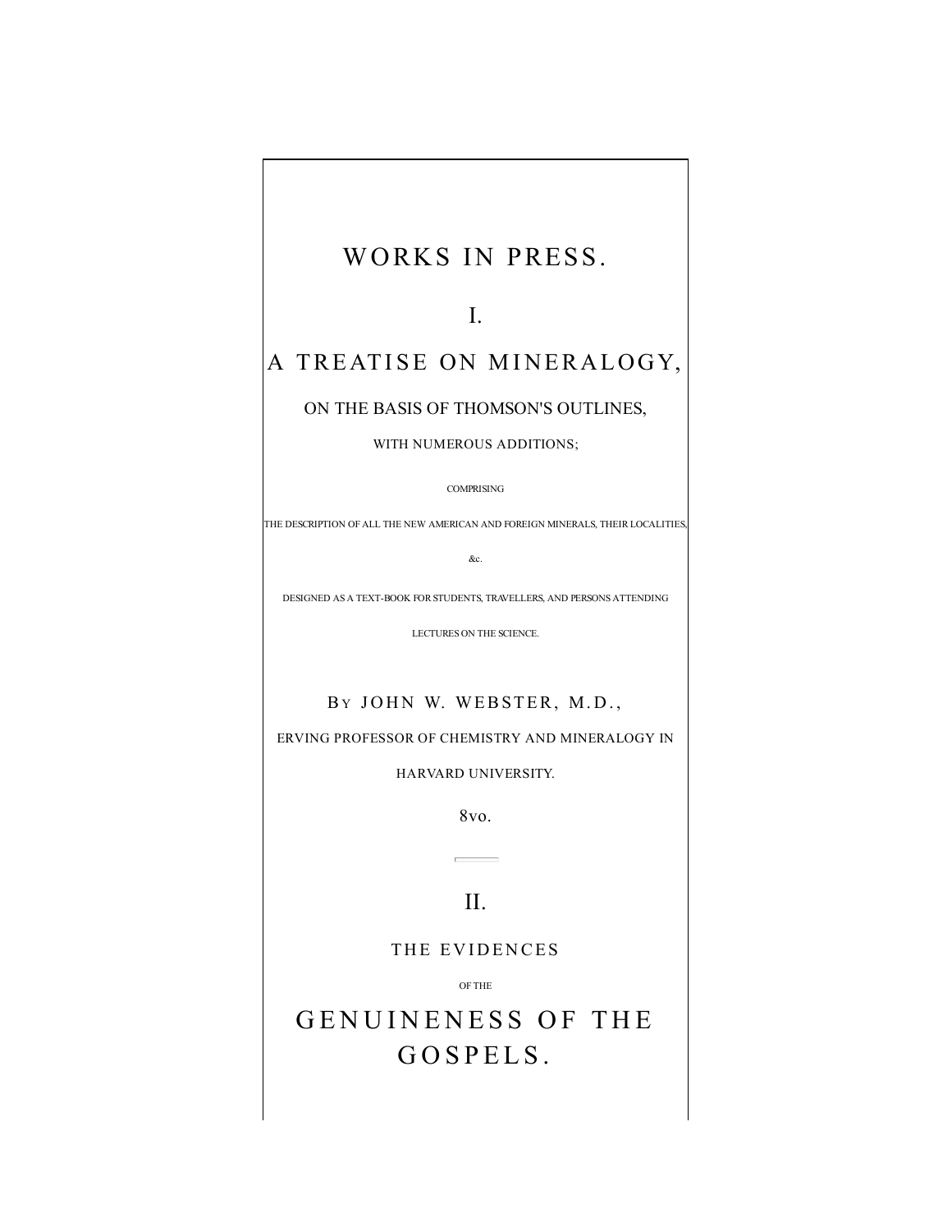# WORKS IN PRESS.

## I.

## A TREATISE ON MINERALOGY,

ON THE BASIS OF THOMSON'S OUTLINES,

WITH NUMEROUS ADDITIONS;

COMPRISING

THE DESCRIPTION OF ALL THE NEW AMERICAN AND FOREIGN MINERALS, THEIR LOCALITIES, &c.

DESIGNED AS A TEXT-BOOK FOR STUDENTS, TRAVELLERS, AND PERSONS ATTENDING LECTURES ON THE SCIENCE.

BY JOHN W. WEBSTER, M.D.,

ERVING PROFESSOR OF CHEMISTRY AND MINERALOGY IN HARVARD UNIVERSITY.

8vo.

---

## II.

THE EVIDENCES

OF THE

## GENUINENESS OF THE GOSPELS.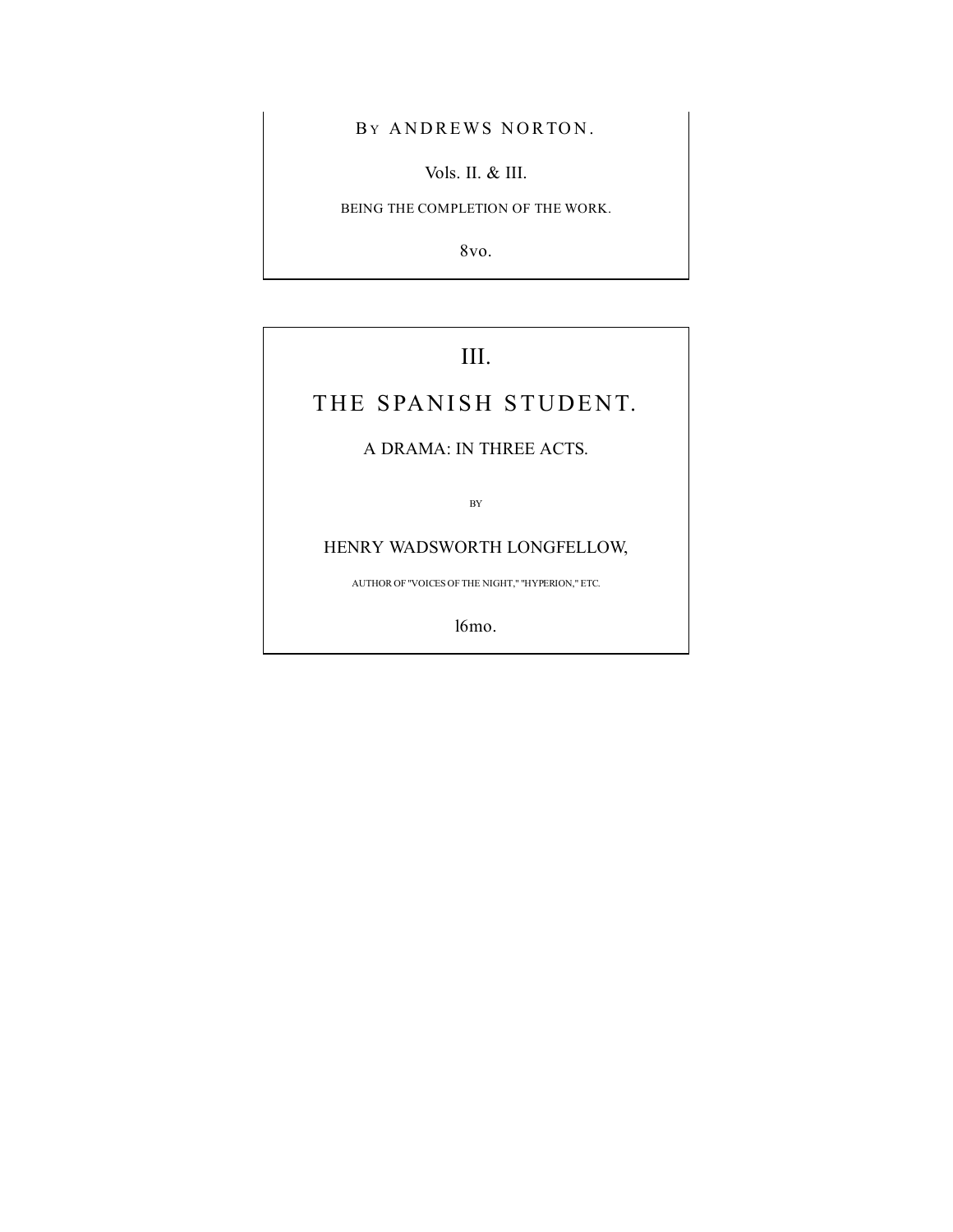BY ANDREWS NORTON.

Vols. II. & III.

BEING THE COMPLETION OF THE WORK.

8vo.

III.

# THE SPANISH STUDENT.

A DRAMA: IN THREE ACTS.

BY

HENRY WADSWORTH LONGFELLOW,

AUTHOR OF "VOICES OF THE NIGHT," "HYPERION," ETC.

l6mo.